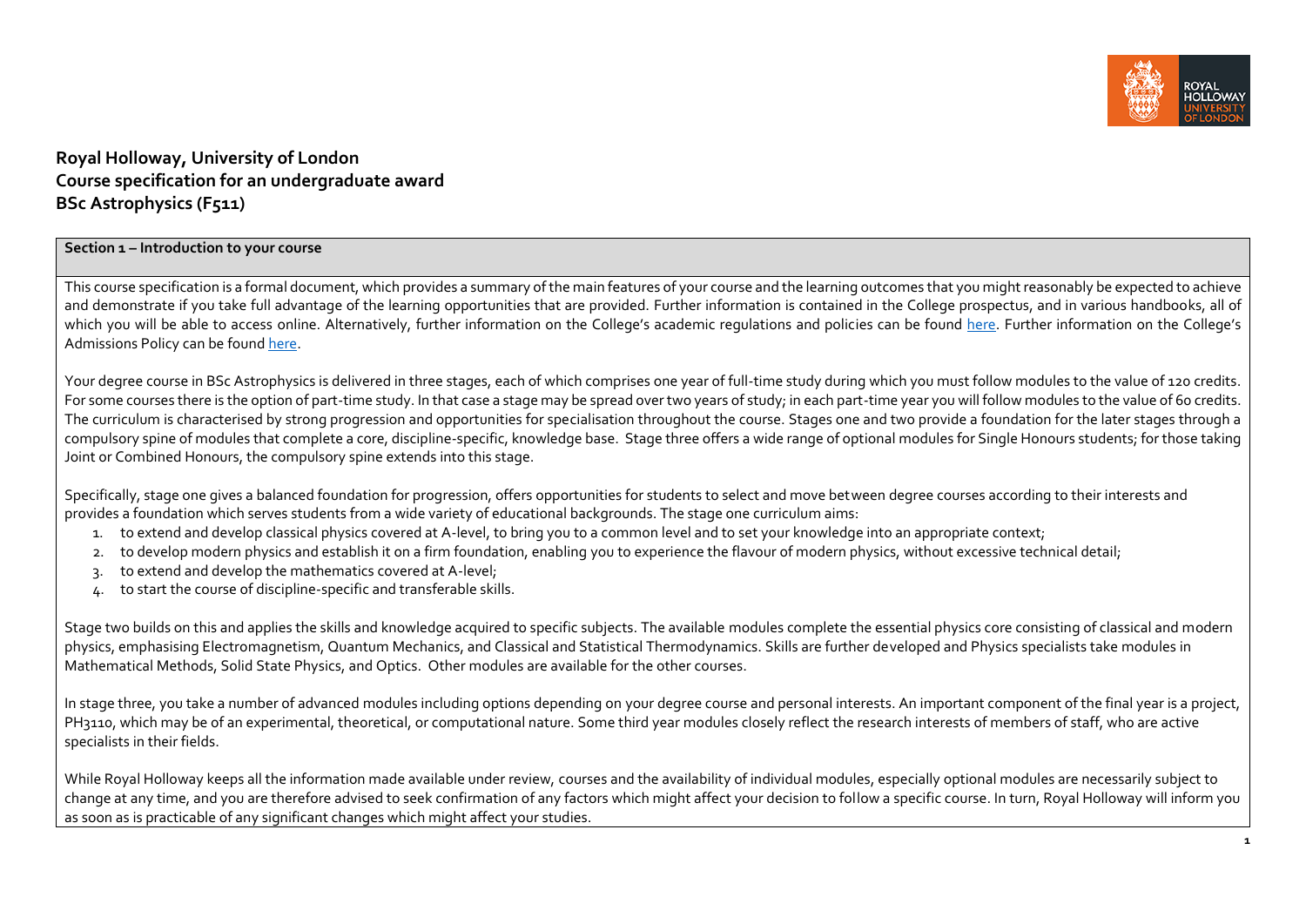**Royal Holloway, University of London**
**Course specification for an undergraduate award**
**BSc Astrophysics (F511)**

## Section 1 – Introduction to your course

This course specification is a formal document, which provides a summary of the main features of your course and the learning outcomes that you might reasonably be expected to achieve and demonstrate if you take full advantage of the learning opportunities that are provided. Further information is contained in the College prospectus, and in various handbooks, all of which you will be able to access online. Alternatively, further information on the College's academic regulations and policies can be found [here](). Further information on the College's Admissions Policy can be found [here]().

Your degree course in BSc Astrophysics is delivered in three stages, each of which comprises one year of full-time study during which you must follow modules to the value of 120 credits. For some courses there is the option of part-time study. In that case a stage may be spread over two years of study; in each part-time year you will follow modules to the value of 60 credits. The curriculum is characterised by strong progression and opportunities for specialisation throughout the course. Stages one and two provide a foundation for the later stages through a compulsory spine of modules that complete a core, discipline-specific, knowledge base. Stage three offers a wide range of optional modules for Single Honours students; for those taking Joint or Combined Honours, the compulsory spine extends into this stage.

Specifically, stage one gives a balanced foundation for progression, offers opportunities for students to select and move between degree courses according to their interests and provides a foundation which serves students from a wide variety of educational backgrounds. The stage one curriculum aims:

1. to extend and develop classical physics covered at A-level, to bring you to a common level and to set your knowledge into an appropriate context;
2. to develop modern physics and establish it on a firm foundation, enabling you to experience the flavour of modern physics, without excessive technical detail;
3. to extend and develop the mathematics covered at A-level;
4. to start the course of discipline-specific and transferable skills.

Stage two builds on this and applies the skills and knowledge acquired to specific subjects. The available modules complete the essential physics core consisting of classical and modern physics, emphasising Electromagnetism, Quantum Mechanics, and Classical and Statistical Thermodynamics. Skills are further developed and Physics specialists take modules in Mathematical Methods, Solid State Physics, and Optics. Other modules are available for the other courses.

In stage three, you take a number of advanced modules including options depending on your degree course and personal interests. An important component of the final year is a project, PH3110, which may be of an experimental, theoretical, or computational nature. Some third year modules closely reflect the research interests of members of staff, who are active specialists in their fields.

While Royal Holloway keeps all the information made available under review, courses and the availability of individual modules, especially optional modules are necessarily subject to change at any time, and you are therefore advised to seek confirmation of any factors which might affect your decision to follow a specific course. In turn, Royal Holloway will inform you as soon as is practicable of any significant changes which might affect your studies.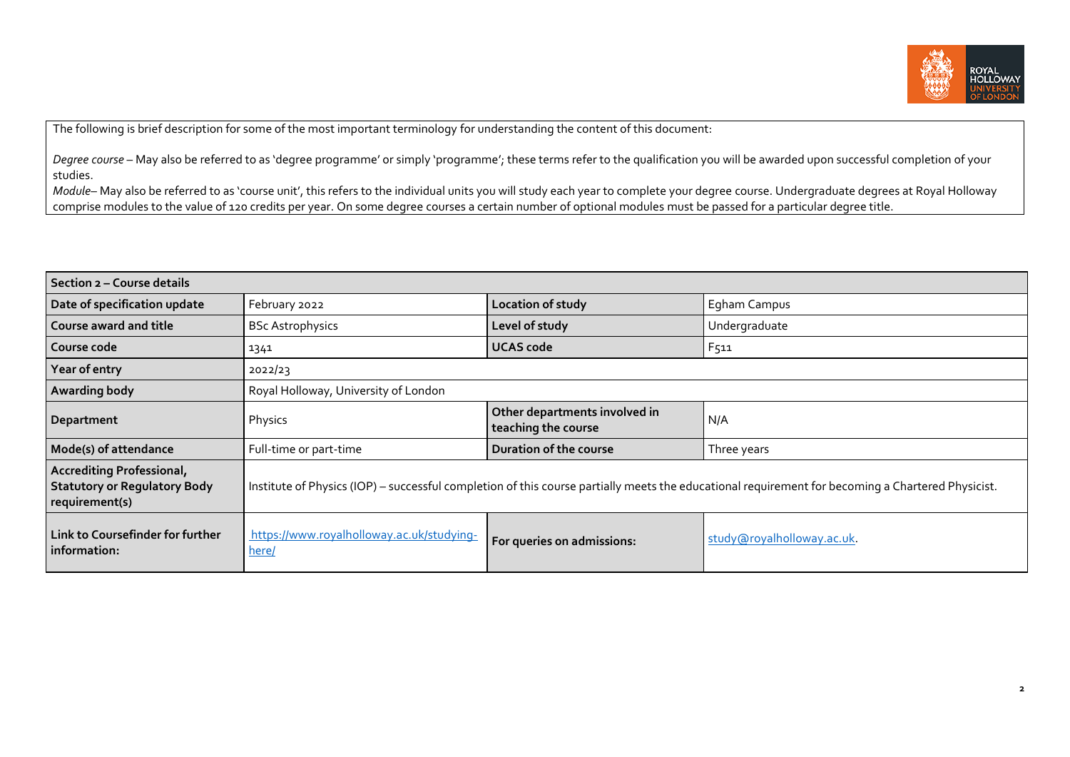The following is brief description for some of the most important terminology for understanding the content of this document:

*Degree course* – May also be referred to as 'degree programme' or simply 'programme'; these terms refer to the qualification you will be awarded upon successful completion of your studies.

*Module*– May also be referred to as 'course unit', this refers to the individual units you will study each year to complete your degree course. Undergraduate degrees at Royal Holloway comprise modules to the value of 120 credits per year. On some degree courses a certain number of optional modules must be passed for a particular degree title.

| Section 2 – Course details | | | |
|---|---|---|---|
| **Date of specification update** | February 2022 | **Location of study** | Egham Campus |
| **Course award and title** | BSc Astrophysics | **Level of study** | Undergraduate |
| **Course code** | 1341 | **UCAS code** | F511 |
| **Year of entry** | 2022/23 | | |
| **Awarding body** | Royal Holloway, University of London | | |
| **Department** | Physics | **Other departments involved in teaching the course** | N/A |
| **Mode(s) of attendance** | Full-time or part-time | **Duration of the course** | Three years |
| **Accrediting Professional, Statutory or Regulatory Body requirement(s)** | Institute of Physics (IOP) – successful completion of this course partially meets the educational requirement for becoming a Chartered Physicist. | | |
| **Link to Coursefinder for further information:** | https://www.royalholloway.ac.uk/studying-here/ | **For queries on admissions:** | study@royalholloway.ac.uk. |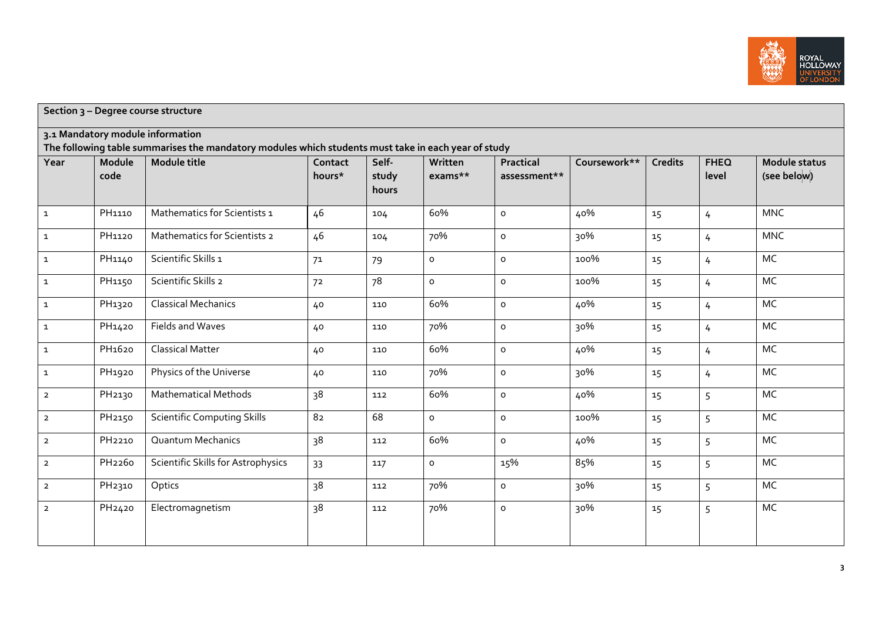## Section 3 – Degree course structure

### 3.1 Mandatory module information

**The following table summarises the mandatory modules which students must take in each year of study**

| Year | Module code | Module title | Contact hours* | Self-study hours | Written exams** | Practical assessment** | Coursework** | Credits | FHEQ level | Module status (see below) |
|---|---|---|---|---|---|---|---|---|---|---|
| 1 | PH1110 | Mathematics for Scientists 1 | 46 | 104 | 60% | 0 | 40% | 15 | 4 | MNC |
| 1 | PH1120 | Mathematics for Scientists 2 | 46 | 104 | 70% | 0 | 30% | 15 | 4 | MNC |
| 1 | PH1140 | Scientific Skills 1 | 71 | 79 | 0 | 0 | 100% | 15 | 4 | MC |
| 1 | PH1150 | Scientific Skills 2 | 72 | 78 | 0 | 0 | 100% | 15 | 4 | MC |
| 1 | PH1320 | Classical Mechanics | 40 | 110 | 60% | 0 | 40% | 15 | 4 | MC |
| 1 | PH1420 | Fields and Waves | 40 | 110 | 70% | 0 | 30% | 15 | 4 | MC |
| 1 | PH1620 | Classical Matter | 40 | 110 | 60% | 0 | 40% | 15 | 4 | MC |
| 1 | PH1920 | Physics of the Universe | 40 | 110 | 70% | 0 | 30% | 15 | 4 | MC |
| 2 | PH2130 | Mathematical Methods | 38 | 112 | 60% | 0 | 40% | 15 | 5 | MC |
| 2 | PH2150 | Scientific Computing Skills | 82 | 68 | 0 | 0 | 100% | 15 | 5 | MC |
| 2 | PH2210 | Quantum Mechanics | 38 | 112 | 60% | 0 | 40% | 15 | 5 | MC |
| 2 | PH2260 | Scientific Skills for Astrophysics | 33 | 117 | 0 | 15% | 85% | 15 | 5 | MC |
| 2 | PH2310 | Optics | 38 | 112 | 70% | 0 | 30% | 15 | 5 | MC |
| 2 | PH2420 | Electromagnetism | 38 | 112 | 70% | 0 | 30% | 15 | 5 | MC |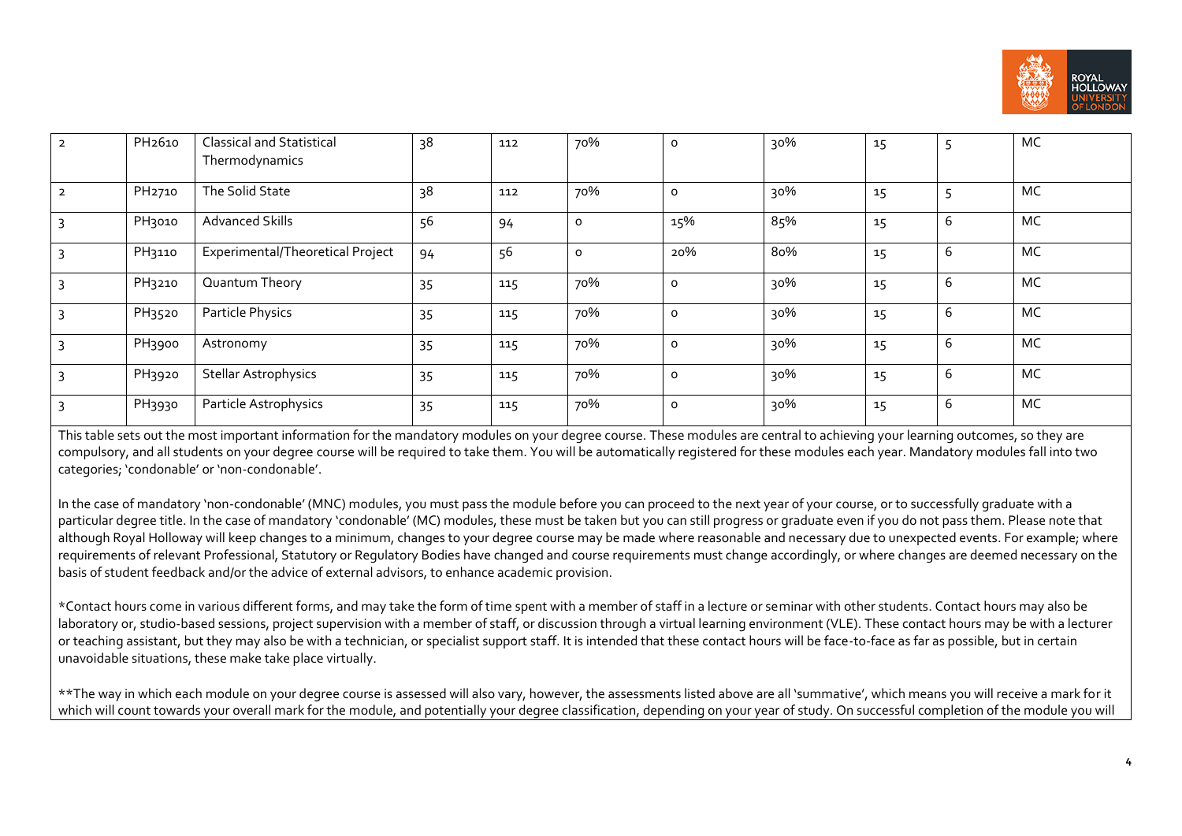| | | | | | | | | | |
|---|---|---|---|---|---|---|---|---|---|
| 2 | PH2610 | Classical and Statistical Thermodynamics | 38 | 112 | 70% | 0 | 30% | 15 | 5 | MC |
| 2 | PH2710 | The Solid State | 38 | 112 | 70% | 0 | 30% | 15 | 5 | MC |
| 3 | PH3010 | Advanced Skills | 56 | 94 | 0 | 15% | 85% | 15 | 6 | MC |
| 3 | PH3110 | Experimental/Theoretical Project | 94 | 56 | 0 | 20% | 80% | 15 | 6 | MC |
| 3 | PH3210 | Quantum Theory | 35 | 115 | 70% | 0 | 30% | 15 | 6 | MC |
| 3 | PH3520 | Particle Physics | 35 | 115 | 70% | 0 | 30% | 15 | 6 | MC |
| 3 | PH3900 | Astronomy | 35 | 115 | 70% | 0 | 30% | 15 | 6 | MC |
| 3 | PH3920 | Stellar Astrophysics | 35 | 115 | 70% | 0 | 30% | 15 | 6 | MC |
| 3 | PH3930 | Particle Astrophysics | 35 | 115 | 70% | 0 | 30% | 15 | 6 | MC |

This table sets out the most important information for the mandatory modules on your degree course. These modules are central to achieving your learning outcomes, so they are compulsory, and all students on your degree course will be required to take them. You will be automatically registered for these modules each year. Mandatory modules fall into two categories; 'condonable' or 'non-condonable'.

In the case of mandatory 'non-condonable' (MNC) modules, you must pass the module before you can proceed to the next year of your course, or to successfully graduate with a particular degree title. In the case of mandatory 'condonable' (MC) modules, these must be taken but you can still progress or graduate even if you do not pass them. Please note that although Royal Holloway will keep changes to a minimum, changes to your degree course may be made where reasonable and necessary due to unexpected events. For example; where requirements of relevant Professional, Statutory or Regulatory Bodies have changed and course requirements must change accordingly, or where changes are deemed necessary on the basis of student feedback and/or the advice of external advisors, to enhance academic provision.

*Contact hours come in various different forms, and may take the form of time spent with a member of staff in a lecture or seminar with other students. Contact hours may also be laboratory or, studio-based sessions, project supervision with a member of staff, or discussion through a virtual learning environment (VLE). These contact hours may be with a lecturer or teaching assistant, but they may also be with a technician, or specialist support staff. It is intended that these contact hours will be face-to-face as far as possible, but in certain unavoidable situations, these make take place virtually.

**The way in which each module on your degree course is assessed will also vary, however, the assessments listed above are all 'summative', which means you will receive a mark for it which will count towards your overall mark for the module, and potentially your degree classification, depending on your year of study. On successful completion of the module you will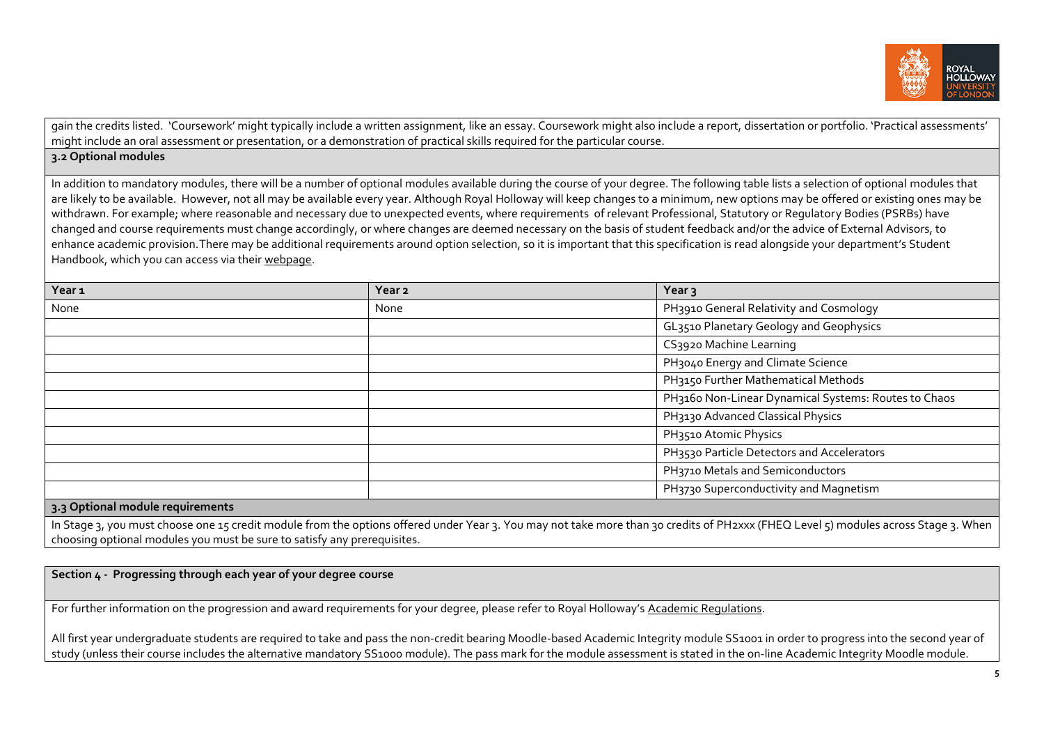gain the credits listed. 'Coursework' might typically include a written assignment, like an essay. Coursework might also include a report, dissertation or portfolio. 'Practical assessments' might include an oral assessment or presentation, or a demonstration of practical skills required for the particular course.

### 3.2 Optional modules

In addition to mandatory modules, there will be a number of optional modules available during the course of your degree. The following table lists a selection of optional modules that are likely to be available. However, not all may be available every year. Although Royal Holloway will keep changes to a minimum, new options may be offered or existing ones may be withdrawn. For example; where reasonable and necessary due to unexpected events, where requirements of relevant Professional, Statutory or Regulatory Bodies (PSRBs) have changed and course requirements must change accordingly, or where changes are deemed necessary on the basis of student feedback and/or the advice of External Advisors, to enhance academic provision.There may be additional requirements around option selection, so it is important that this specification is read alongside your department's Student Handbook, which you can access via their webpage.

| Year 1 | Year 2 | Year 3 |
|---|---|---|
| None | None | PH3910 General Relativity and Cosmology |
| | | GL3510 Planetary Geology and Geophysics |
| | | CS3920 Machine Learning |
| | | PH3040 Energy and Climate Science |
| | | PH3150 Further Mathematical Methods |
| | | PH3160 Non-Linear Dynamical Systems: Routes to Chaos |
| | | PH3130 Advanced Classical Physics |
| | | PH3510 Atomic Physics |
| | | PH3530 Particle Detectors and Accelerators |
| | | PH3710 Metals and Semiconductors |
| | | PH3730 Superconductivity and Magnetism |

### 3.3 Optional module requirements

In Stage 3, you must choose one 15 credit module from the options offered under Year 3. You may not take more than 30 credits of PH2xxx (FHEQ Level 5) modules across Stage 3. When choosing optional modules you must be sure to satisfy any prerequisites.

## Section 4 - Progressing through each year of your degree course

For further information on the progression and award requirements for your degree, please refer to Royal Holloway's Academic Regulations.

All first year undergraduate students are required to take and pass the non-credit bearing Moodle-based Academic Integrity module SS1001 in order to progress into the second year of study (unless their course includes the alternative mandatory SS1000 module). The pass mark for the module assessment is stated in the on-line Academic Integrity Moodle module.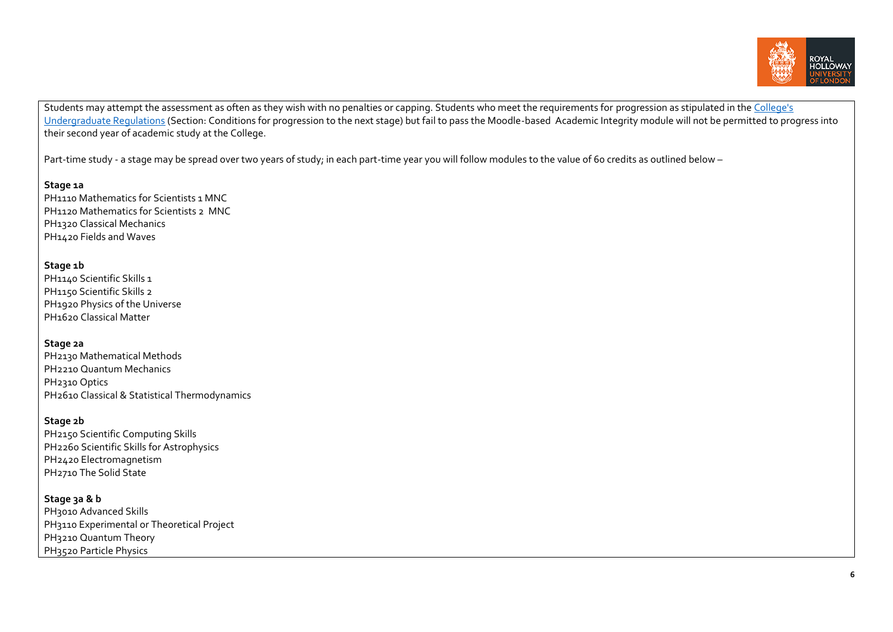Students may attempt the assessment as often as they wish with no penalties or capping. Students who meet the requirements for progression as stipulated in the [College's Undergraduate Regulations]() (Section: Conditions for progression to the next stage) but fail to pass the Moodle-based Academic Integrity module will not be permitted to progress into their second year of academic study at the College.

Part-time study - a stage may be spread over two years of study; in each part-time year you will follow modules to the value of 60 credits as outlined below –

**Stage 1a**
PH1110 Mathematics for Scientists 1 MNC
PH1120 Mathematics for Scientists 2 MNC
PH1320 Classical Mechanics
PH1420 Fields and Waves

**Stage 1b**
PH1140 Scientific Skills 1
PH1150 Scientific Skills 2
PH1920 Physics of the Universe
PH1620 Classical Matter

**Stage 2a**
PH2130 Mathematical Methods
PH2210 Quantum Mechanics
PH2310 Optics
PH2610 Classical & Statistical Thermodynamics

**Stage 2b**
PH2150 Scientific Computing Skills
PH2260 Scientific Skills for Astrophysics
PH2420 Electromagnetism
PH2710 The Solid State

**Stage 3a & b**
PH3010 Advanced Skills
PH3110 Experimental or Theoretical Project
PH3210 Quantum Theory
PH3520 Particle Physics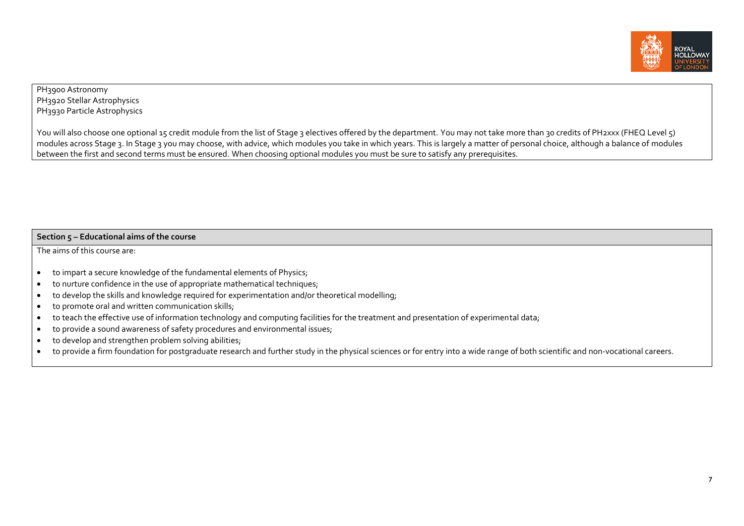PH3900 Astronomy
PH3920 Stellar Astrophysics
PH3930 Particle Astrophysics

You will also choose one optional 15 credit module from the list of Stage 3 electives offered by the department. You may not take more than 30 credits of PH2xxx (FHEQ Level 5) modules across Stage 3. In Stage 3 you may choose, with advice, which modules you take in which years. This is largely a matter of personal choice, although a balance of modules between the first and second terms must be ensured. When choosing optional modules you must be sure to satisfy any prerequisites.

## Section 5 – Educational aims of the course

The aims of this course are:

- to impart a secure knowledge of the fundamental elements of Physics;
- to nurture confidence in the use of appropriate mathematical techniques;
- to develop the skills and knowledge required for experimentation and/or theoretical modelling;
- to promote oral and written communication skills;
- to teach the effective use of information technology and computing facilities for the treatment and presentation of experimental data;
- to provide a sound awareness of safety procedures and environmental issues;
- to develop and strengthen problem solving abilities;
- to provide a firm foundation for postgraduate research and further study in the physical sciences or for entry into a wide range of both scientific and non-vocational careers.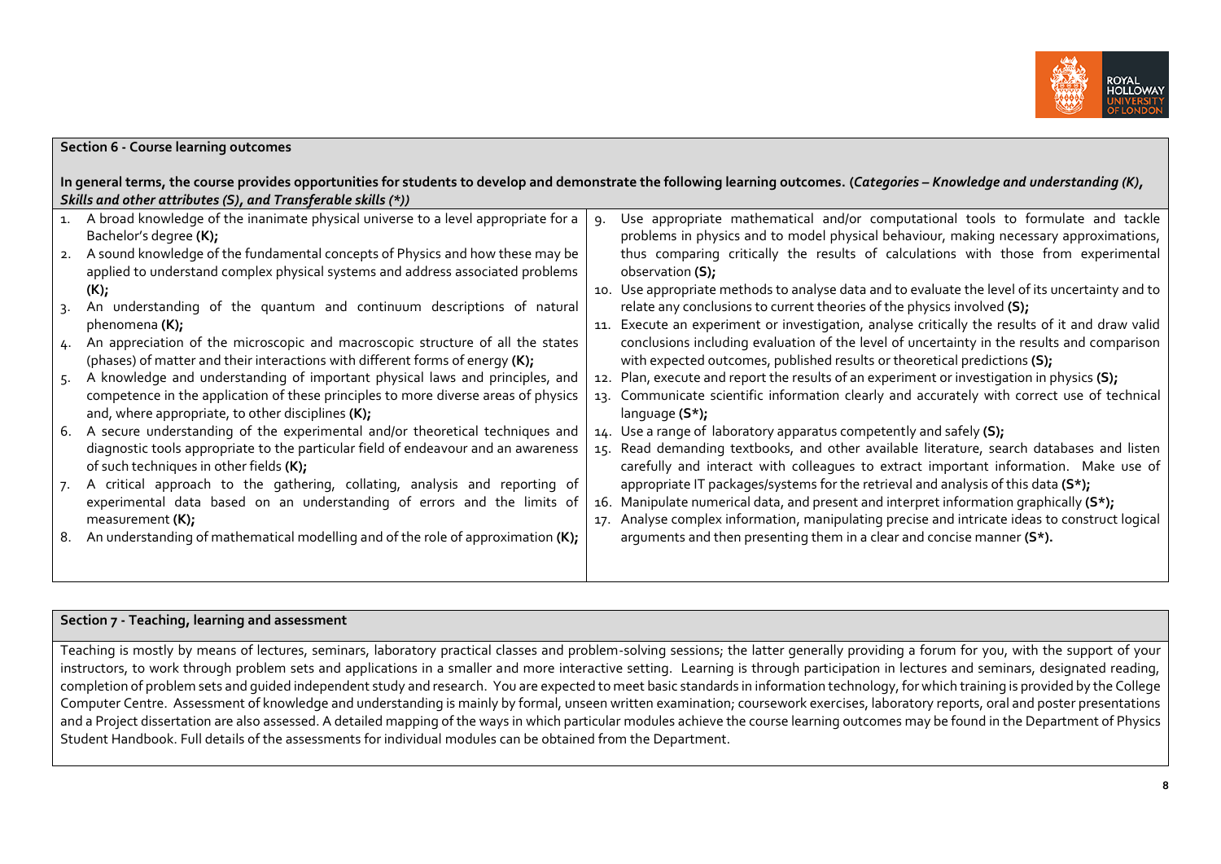## Section 6 - Course learning outcomes

**In general terms, the course provides opportunities for students to develop and demonstrate the following learning outcomes. (*Categories – Knowledge and understanding (K), Skills and other attributes (S), and Transferable skills (*)*)**

1. A broad knowledge of the inanimate physical universe to a level appropriate for a Bachelor's degree **(K);**
2. A sound knowledge of the fundamental concepts of Physics and how these may be applied to understand complex physical systems and address associated problems **(K);**
3. An understanding of the quantum and continuum descriptions of natural phenomena **(K);**
4. An appreciation of the microscopic and macroscopic structure of all the states (phases) of matter and their interactions with different forms of energy **(K);**
5. A knowledge and understanding of important physical laws and principles, and competence in the application of these principles to more diverse areas of physics and, where appropriate, to other disciplines **(K);**
6. A secure understanding of the experimental and/or theoretical techniques and diagnostic tools appropriate to the particular field of endeavour and an awareness of such techniques in other fields **(K);**
7. A critical approach to the gathering, collating, analysis and reporting of experimental data based on an understanding of errors and the limits of measurement **(K);**
8. An understanding of mathematical modelling and of the role of approximation **(K);**
9. Use appropriate mathematical and/or computational tools to formulate and tackle problems in physics and to model physical behaviour, making necessary approximations, thus comparing critically the results of calculations with those from experimental observation **(S);**
10. Use appropriate methods to analyse data and to evaluate the level of its uncertainty and to relate any conclusions to current theories of the physics involved **(S);**
11. Execute an experiment or investigation, analyse critically the results of it and draw valid conclusions including evaluation of the level of uncertainty in the results and comparison with expected outcomes, published results or theoretical predictions **(S);**
12. Plan, execute and report the results of an experiment or investigation in physics **(S);**
13. Communicate scientific information clearly and accurately with correct use of technical language **(S*);**
14. Use a range of laboratory apparatus competently and safely **(S);**
15. Read demanding textbooks, and other available literature, search databases and listen carefully and interact with colleagues to extract important information. Make use of appropriate IT packages/systems for the retrieval and analysis of this data **(S*);**
16. Manipulate numerical data, and present and interpret information graphically **(S*);**
17. Analyse complex information, manipulating precise and intricate ideas to construct logical arguments and then presenting them in a clear and concise manner **(S*).**

## Section 7 - Teaching, learning and assessment

Teaching is mostly by means of lectures, seminars, laboratory practical classes and problem-solving sessions; the latter generally providing a forum for you, with the support of your instructors, to work through problem sets and applications in a smaller and more interactive setting. Learning is through participation in lectures and seminars, designated reading, completion of problem sets and guided independent study and research. You are expected to meet basic standards in information technology, for which training is provided by the College Computer Centre. Assessment of knowledge and understanding is mainly by formal, unseen written examination; coursework exercises, laboratory reports, oral and poster presentations and a Project dissertation are also assessed. A detailed mapping of the ways in which particular modules achieve the course learning outcomes may be found in the Department of Physics Student Handbook. Full details of the assessments for individual modules can be obtained from the Department.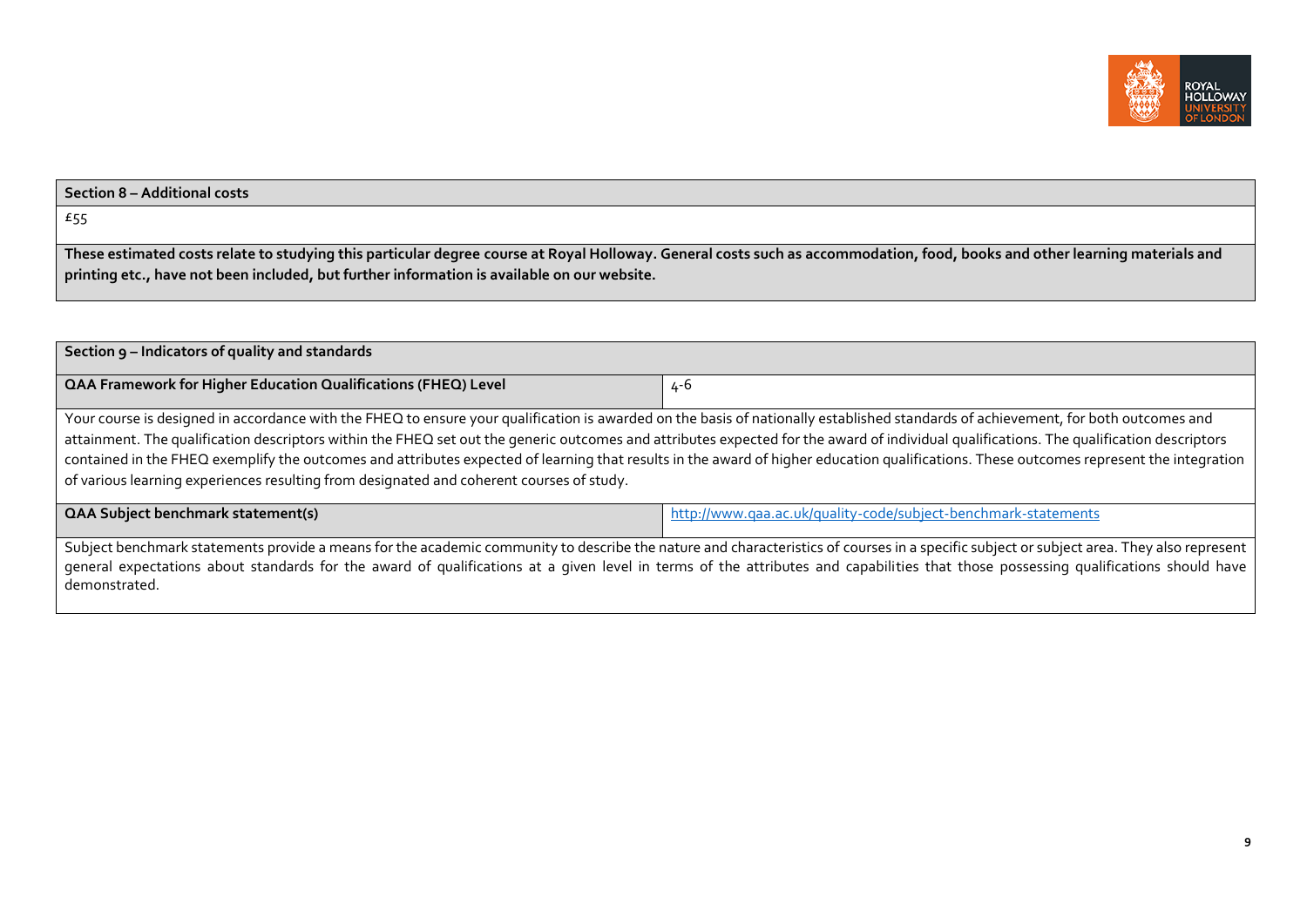## Section 8 – Additional costs

£55

**These estimated costs relate to studying this particular degree course at Royal Holloway. General costs such as accommodation, food, books and other learning materials and printing etc., have not been included, but further information is available on our website.**

## Section 9 – Indicators of quality and standards

| QAA Framework for Higher Education Qualifications (FHEQ) Level | 4-6 |
|---|---|

Your course is designed in accordance with the FHEQ to ensure your qualification is awarded on the basis of nationally established standards of achievement, for both outcomes and attainment. The qualification descriptors within the FHEQ set out the generic outcomes and attributes expected for the award of individual qualifications. The qualification descriptors contained in the FHEQ exemplify the outcomes and attributes expected of learning that results in the award of higher education qualifications. These outcomes represent the integration of various learning experiences resulting from designated and coherent courses of study.

| QAA Subject benchmark statement(s) | http://www.qaa.ac.uk/quality-code/subject-benchmark-statements |
|---|---|

Subject benchmark statements provide a means for the academic community to describe the nature and characteristics of courses in a specific subject or subject area. They also represent general expectations about standards for the award of qualifications at a given level in terms of the attributes and capabilities that those possessing qualifications should have demonstrated.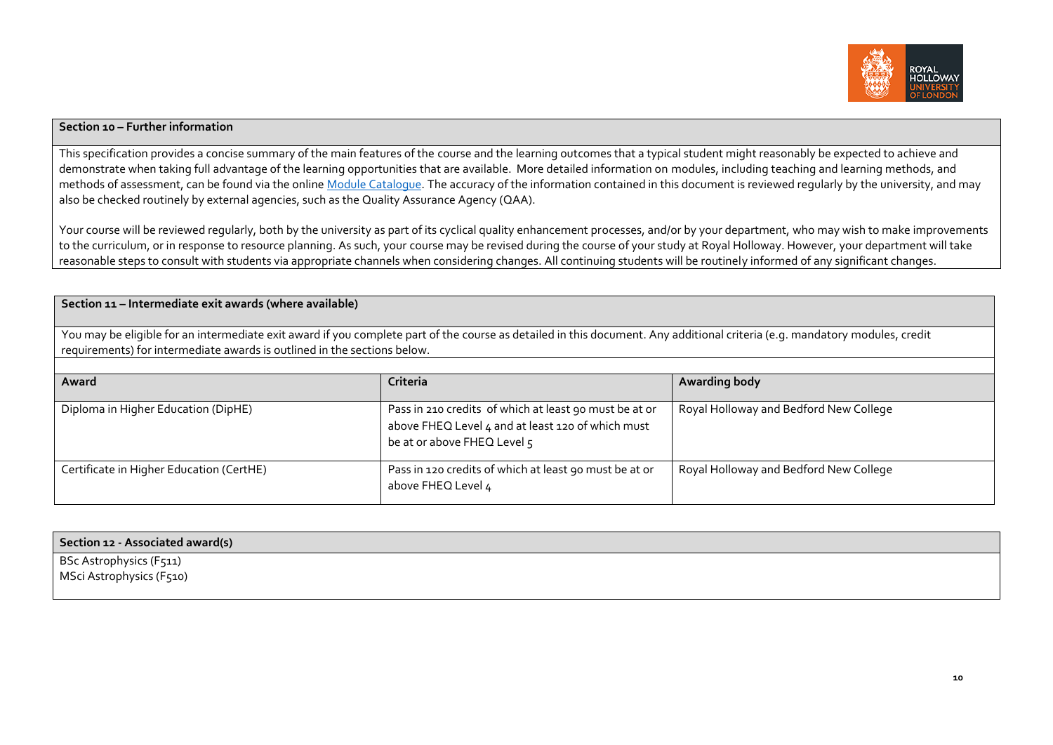| Section 10 – Further information |
| --- |
| This specification provides a concise summary of the main features of the course and the learning outcomes that a typical student might reasonably be expected to achieve and demonstrate when taking full advantage of the learning opportunities that are available. More detailed information on modules, including teaching and learning methods, and methods of assessment, can be found via the online [Module Catalogue](). The accuracy of the information contained in this document is reviewed regularly by the university, and may also be checked routinely by external agencies, such as the Quality Assurance Agency (QAA).<br><br>Your course will be reviewed regularly, both by the university as part of its cyclical quality enhancement processes, and/or by your department, who may wish to make improvements to the curriculum, or in response to resource planning. As such, your course may be revised during the course of your study at Royal Holloway. However, your department will take reasonable steps to consult with students via appropriate channels when considering changes. All continuing students will be routinely informed of any significant changes. |

**Section 11 – Intermediate exit awards (where available)**

You may be eligible for an intermediate exit award if you complete part of the course as detailed in this document. Any additional criteria (e.g. mandatory modules, credit requirements) for intermediate awards is outlined in the sections below.

| Award | Criteria | Awarding body |
| --- | --- | --- |
| Diploma in Higher Education (DipHE) | Pass in 210 credits of which at least 90 must be at or above FHEQ Level 4 and at least 120 of which must be at or above FHEQ Level 5 | Royal Holloway and Bedford New College |
| Certificate in Higher Education (CertHE) | Pass in 120 credits of which at least 90 must be at or above FHEQ Level 4 | Royal Holloway and Bedford New College |

| Section 12 - Associated award(s) |
| --- |
| BSc Astrophysics (F511)<br>MSci Astrophysics (F510) |